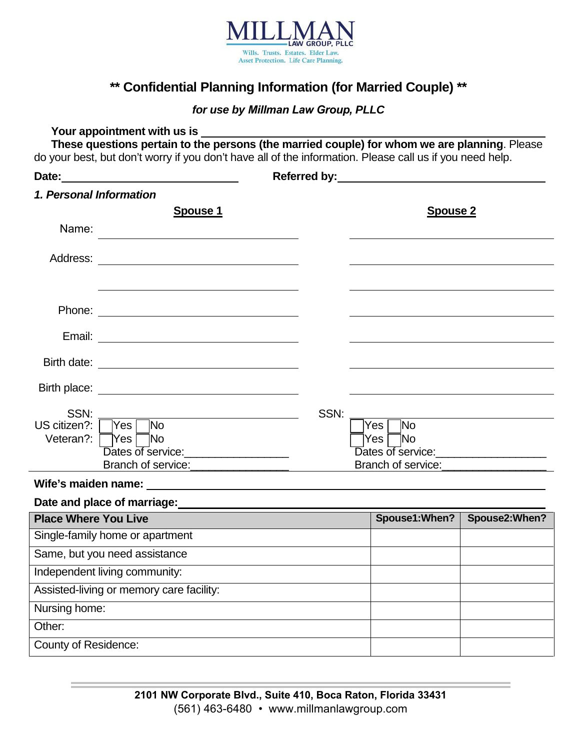MILLMAN LAW GROUP, PLLC

Wills. Trusts. Estates. Elder Law. Asset Protection. Life Care Planning.

# ** Confidential Planning Information (for Married Couple) **

***for use by Millman Law Group, PLLC***

**Your appointment with us is** ____________________

**These questions pertain to the persons (the married couple) for whom we are planning**. Please do your best, but don't worry if you don't have all of the information. Please call us if you need help.

**Date:** ____________________ **Referred by:** ____________________

## *1. Personal Information*

| | **Spouse 1** | **Spouse 2** |
|---|---|---|
| Name: | | |
| Address: | | |
| | | |
| Phone: | | |
| Email: | | |
| Birth date: | | |
| Birth place: | | |
| SSN: | | |
| US citizen?: | ☐Yes ☐No | ☐Yes ☐No |
| Veteran?: | ☐Yes ☐No | ☐Yes ☐No |
| | Dates of service:____________ | Dates of service:____________ |
| | Branch of service:____________ | Branch of service:____________ |

**Wife's maiden name:** ____________________

**Date and place of marriage:** ____________________

| **Place Where You Live** | **Spouse1:When?** | **Spouse2:When?** |
|---|---|---|
| Single-family home or apartment | | |
| Same, but you need assistance | | |
| Independent living community: | | |
| Assisted-living or memory care facility: | | |
| Nursing home: | | |
| Other: | | |
| County of Residence: | | |

**2101 NW Corporate Blvd., Suite 410, Boca Raton, Florida 33431**
(561) 463-6480 • www.millmanlawgroup.com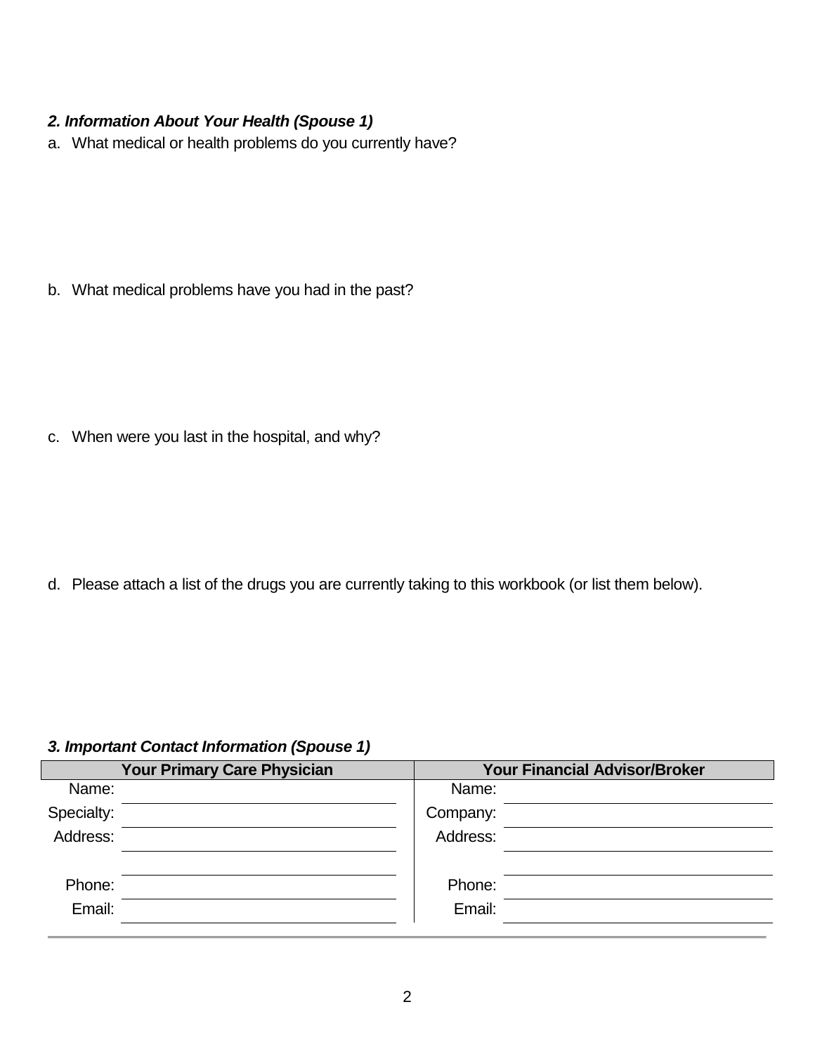### *2. Information About Your Health (Spouse 1)*

a. What medical or health problems do you currently have?

b. What medical problems have you had in the past?

c. When were you last in the hospital, and why?

d. Please attach a list of the drugs you are currently taking to this workbook (or list them below).

### *3. Important Contact Information (Spouse 1)*

| Your Primary Care Physician | | Your Financial Advisor/Broker | |
|---|---|---|---|
| Name: | | Name: | |
| Specialty: | | Company: | |
| Address: | | Address: | |
| | | | |
| Phone: | | Phone: | |
| Email: | | Email: | |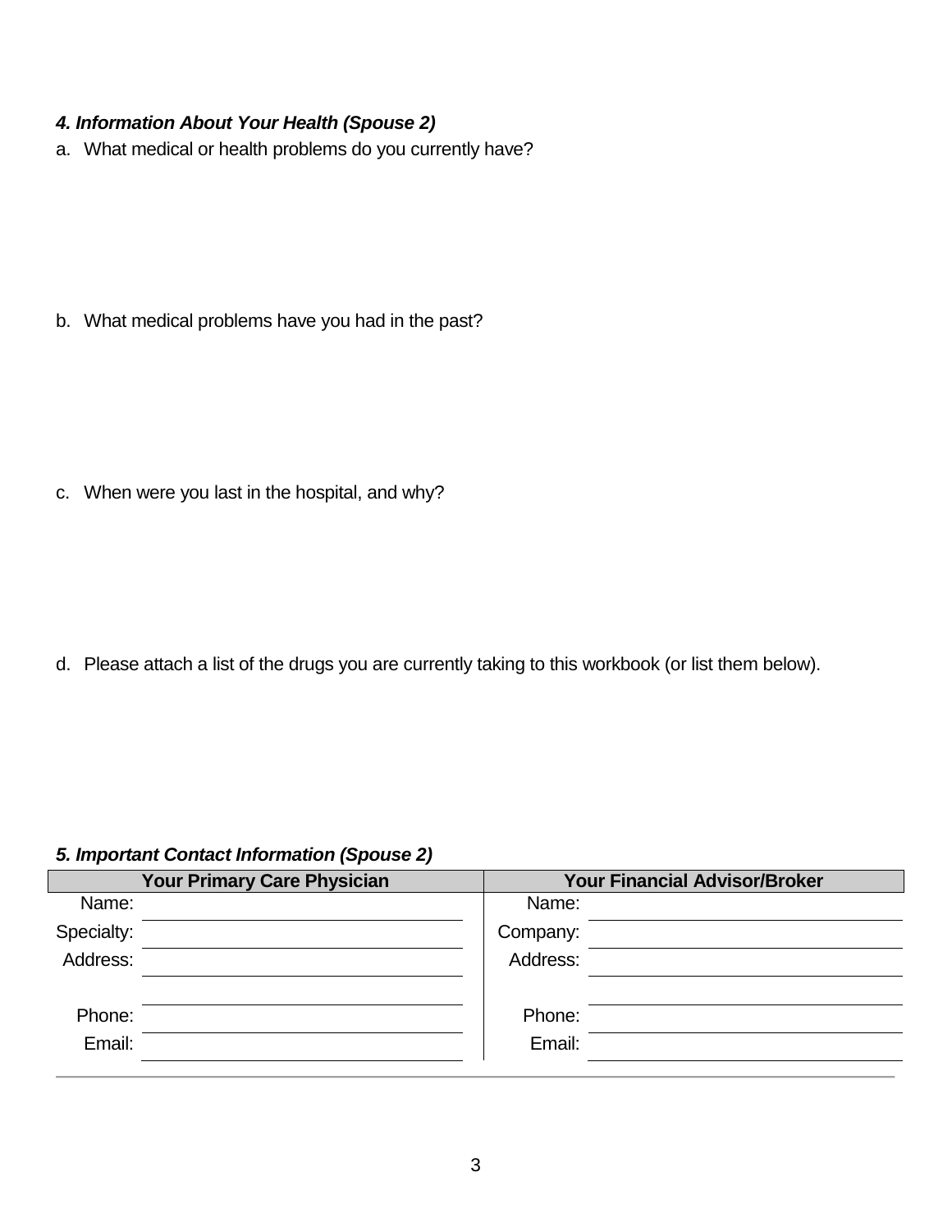### *4. Information About Your Health (Spouse 2)*

a. What medical or health problems do you currently have?

b. What medical problems have you had in the past?

c. When were you last in the hospital, and why?

d. Please attach a list of the drugs you are currently taking to this workbook (or list them below).

### *5. Important Contact Information (Spouse 2)*

| Your Primary Care Physician | | Your Financial Advisor/Broker | |
|---|---|---|---|
| Name: | | Name: | |
| Specialty: | | Company: | |
| Address: | | Address: | |
| | | | |
| Phone: | | Phone: | |
| Email: | | Email: | |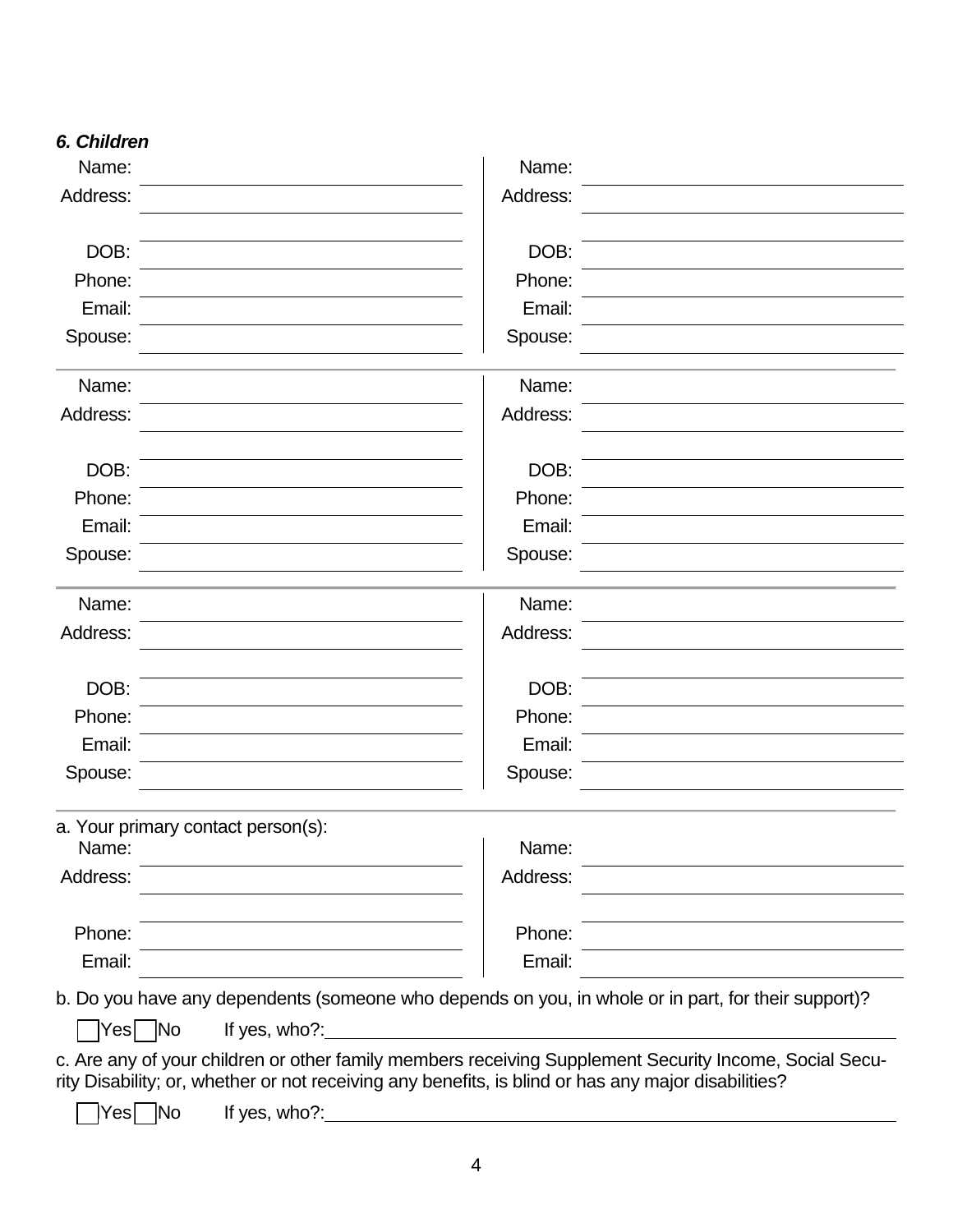### *6. Children*

| Name: | | Name: | |
|---|---|---|---|
| Address: | | Address: | |
| | | | |
| DOB: | | DOB: | |
| Phone: | | Phone: | |
| Email: | | Email: | |
| Spouse: | | Spouse: | |

| Name: | | Name: | |
|---|---|---|---|
| Address: | | Address: | |
| | | | |
| DOB: | | DOB: | |
| Phone: | | Phone: | |
| Email: | | Email: | |
| Spouse: | | Spouse: | |

| Name: | | Name: | |
|---|---|---|---|
| Address: | | Address: | |
| | | | |
| DOB: | | DOB: | |
| Phone: | | Phone: | |
| Email: | | Email: | |
| Spouse: | | Spouse: | |

a. Your primary contact person(s):

| Name: | | Name: | |
|---|---|---|---|
| Address: | | Address: | |
| | | | |
| Phone: | | Phone: | |
| Email: | | Email: | |

b. Do you have any dependents (someone who depends on you, in whole or in part, for their support)?

☐ Yes ☐ No If yes, who?: ____________________

c. Are any of your children or other family members receiving Supplement Security Income, Social Security Disability; or, whether or not receiving any benefits, is blind or has any major disabilities?

☐ Yes ☐ No If yes, who?: ____________________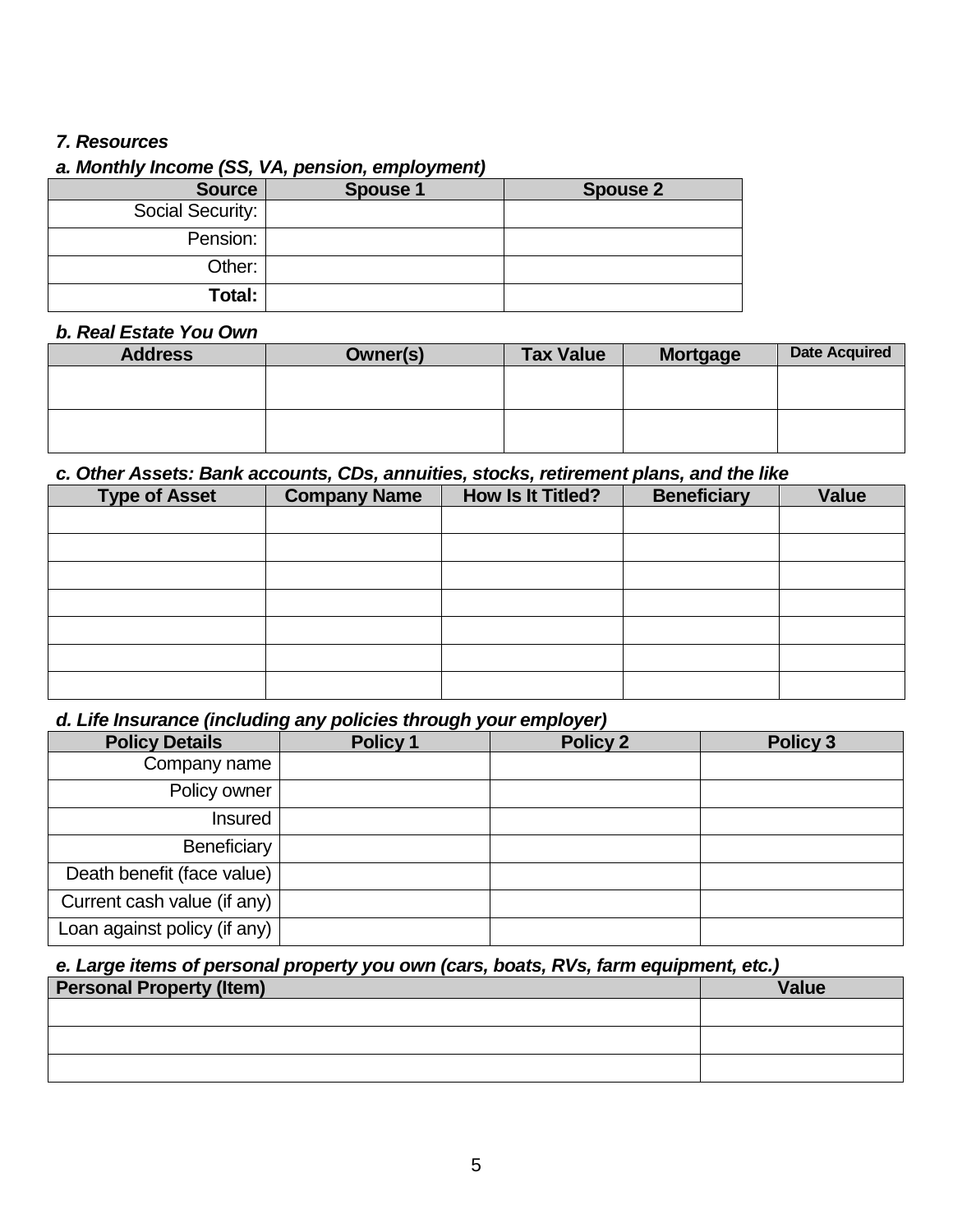### *7. Resources*

#### *a. Monthly Income (SS, VA, pension, employment)*

| Source | Spouse 1 | Spouse 2 |
|---:|---|---|
| Social Security: | | |
| Pension: | | |
| Other: | | |
| **Total:** | | |

#### *b. Real Estate You Own*

| Address | Owner(s) | Tax Value | Mortgage | Date Acquired |
|---|---|---|---|---|
| | | | | |
| | | | | |

#### *c. Other Assets: Bank accounts, CDs, annuities, stocks, retirement plans, and the like*

| Type of Asset | Company Name | How Is It Titled? | Beneficiary | Value |
|---|---|---|---|---|
| | | | | |
| | | | | |
| | | | | |
| | | | | |
| | | | | |
| | | | | |
| | | | | |

#### *d. Life Insurance (including any policies through your employer)*

| Policy Details | Policy 1 | Policy 2 | Policy 3 |
|---:|---|---|---|
| Company name | | | |
| Policy owner | | | |
| Insured | | | |
| Beneficiary | | | |
| Death benefit (face value) | | | |
| Current cash value (if any) | | | |
| Loan against policy (if any) | | | |

#### *e. Large items of personal property you own (cars, boats, RVs, farm equipment, etc.)*

| Personal Property (Item) | Value |
|---|---|
| | |
| | |
| | |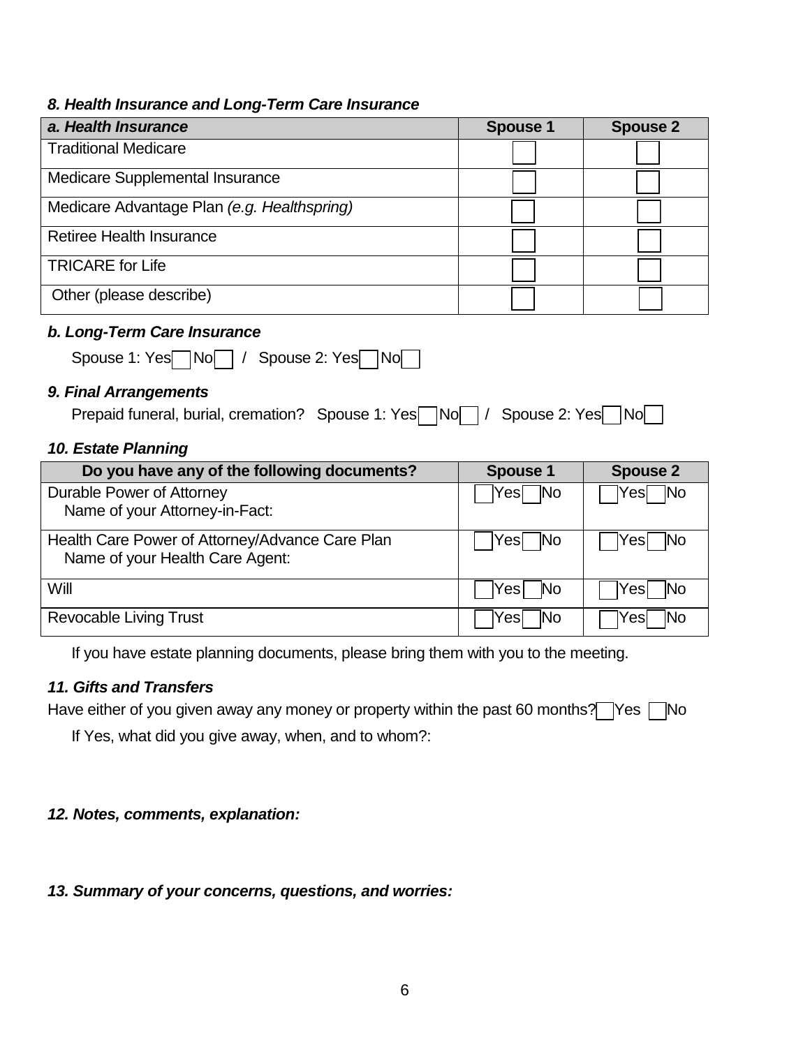### *8. Health Insurance and Long-Term Care Insurance*

| *a. Health Insurance* | Spouse 1 | Spouse 2 |
|---|---|---|
| Traditional Medicare | ☐ | ☐ |
| Medicare Supplemental Insurance | ☐ | ☐ |
| Medicare Advantage Plan *(e.g. Healthspring)* | ☐ | ☐ |
| Retiree Health Insurance | ☐ | ☐ |
| TRICARE for Life | ☐ | ☐ |
| Other (please describe) | ☐ | ☐ |

### *b. Long-Term Care Insurance*

Spouse 1: Yes ☐ No ☐ / Spouse 2: Yes ☐ No ☐

### *9. Final Arrangements*

Prepaid funeral, burial, cremation? Spouse 1: Yes ☐ No ☐ / Spouse 2: Yes ☐ No ☐

### *10. Estate Planning*

| Do you have any of the following documents? | Spouse 1 | Spouse 2 |
|---|---|---|
| Durable Power of Attorney<br>Name of your Attorney-in-Fact: | ☐ Yes ☐ No | ☐ Yes ☐ No |
| Health Care Power of Attorney/Advance Care Plan<br>Name of your Health Care Agent: | ☐ Yes ☐ No | ☐ Yes ☐ No |
| Will | ☐ Yes ☐ No | ☐ Yes ☐ No |
| Revocable Living Trust | ☐ Yes ☐ No | ☐ Yes ☐ No |

If you have estate planning documents, please bring them with you to the meeting.

### *11. Gifts and Transfers*

Have either of you given away any money or property within the past 60 months? ☐ Yes ☐ No

If Yes, what did you give away, when, and to whom?:

### *12. Notes, comments, explanation:*

### *13. Summary of your concerns, questions, and worries:*